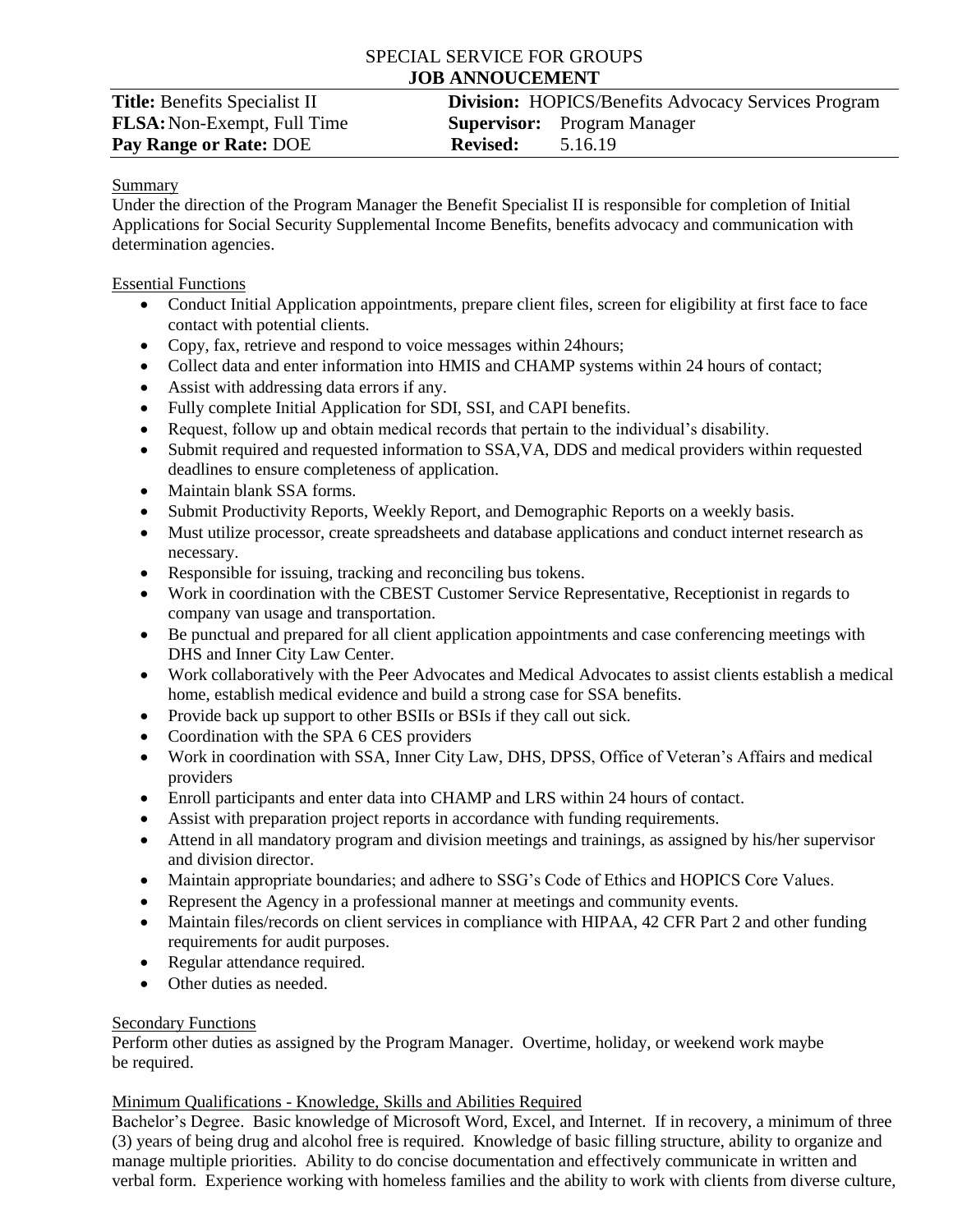# SPECIAL SERVICE FOR GROUPS
## JOB ANNOUCEMENT

**Title:** Benefits Specialist II
**FLSA:** Non-Exempt, Full Time
**Pay Range or Rate:** DOE

**Division:** HOPICS/Benefits Advocacy Services Program
**Supervisor:** Program Manager
**Revised:** 5.16.19

### Summary

Under the direction of the Program Manager the Benefit Specialist II is responsible for completion of Initial Applications for Social Security Supplemental Income Benefits, benefits advocacy and communication with determination agencies.

### Essential Functions

- Conduct Initial Application appointments, prepare client files, screen for eligibility at first face to face contact with potential clients.
- Copy, fax, retrieve and respond to voice messages within 24hours;
- Collect data and enter information into HMIS and CHAMP systems within 24 hours of contact;
- Assist with addressing data errors if any.
- Fully complete Initial Application for SDI, SSI, and CAPI benefits.
- Request, follow up and obtain medical records that pertain to the individual's disability.
- Submit required and requested information to SSA,VA, DDS and medical providers within requested deadlines to ensure completeness of application.
- Maintain blank SSA forms.
- Submit Productivity Reports, Weekly Report, and Demographic Reports on a weekly basis.
- Must utilize processor, create spreadsheets and database applications and conduct internet research as necessary.
- Responsible for issuing, tracking and reconciling bus tokens.
- Work in coordination with the CBEST Customer Service Representative, Receptionist in regards to company van usage and transportation.
- Be punctual and prepared for all client application appointments and case conferencing meetings with DHS and Inner City Law Center.
- Work collaboratively with the Peer Advocates and Medical Advocates to assist clients establish a medical home, establish medical evidence and build a strong case for SSA benefits.
- Provide back up support to other BSIIs or BSIs if they call out sick.
- Coordination with the SPA 6 CES providers
- Work in coordination with SSA, Inner City Law, DHS, DPSS, Office of Veteran's Affairs and medical providers
- Enroll participants and enter data into CHAMP and LRS within 24 hours of contact.
- Assist with preparation project reports in accordance with funding requirements.
- Attend in all mandatory program and division meetings and trainings, as assigned by his/her supervisor and division director.
- Maintain appropriate boundaries; and adhere to SSG's Code of Ethics and HOPICS Core Values.
- Represent the Agency in a professional manner at meetings and community events.
- Maintain files/records on client services in compliance with HIPAA, 42 CFR Part 2 and other funding requirements for audit purposes.
- Regular attendance required.
- Other duties as needed.

### Secondary Functions

Perform other duties as assigned by the Program Manager. Overtime, holiday, or weekend work maybe be required.

### Minimum Qualifications - Knowledge, Skills and Abilities Required

Bachelor's Degree. Basic knowledge of Microsoft Word, Excel, and Internet. If in recovery, a minimum of three (3) years of being drug and alcohol free is required. Knowledge of basic filling structure, ability to organize and manage multiple priorities. Ability to do concise documentation and effectively communicate in written and verbal form. Experience working with homeless families and the ability to work with clients from diverse culture,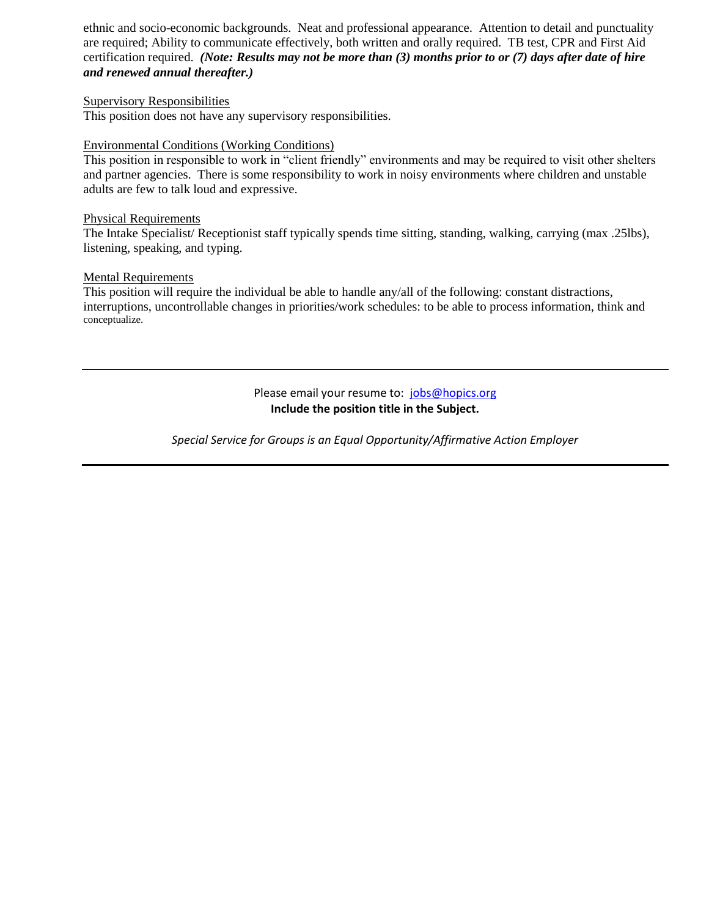ethnic and socio-economic backgrounds. Neat and professional appearance. Attention to detail and punctuality are required; Ability to communicate effectively, both written and orally required. TB test, CPR and First Aid certification required. ***(Note: Results may not be more than (3) months prior to or (7) days after date of hire and renewed annual thereafter.)***

Supervisory Responsibilities

This position does not have any supervisory responsibilities.

Environmental Conditions (Working Conditions)

This position in responsible to work in "client friendly" environments and may be required to visit other shelters and partner agencies. There is some responsibility to work in noisy environments where children and unstable adults are few to talk loud and expressive.

Physical Requirements

The Intake Specialist/ Receptionist staff typically spends time sitting, standing, walking, carrying (max .25lbs), listening, speaking, and typing.

Mental Requirements

This position will require the individual be able to handle any/all of the following: constant distractions, interruptions, uncontrollable changes in priorities/work schedules: to be able to process information, think and conceptualize.

---

Please email your resume to: jobs@hopics.org

**Include the position title in the Subject.**

*Special Service for Groups is an Equal Opportunity/Affirmative Action Employer*